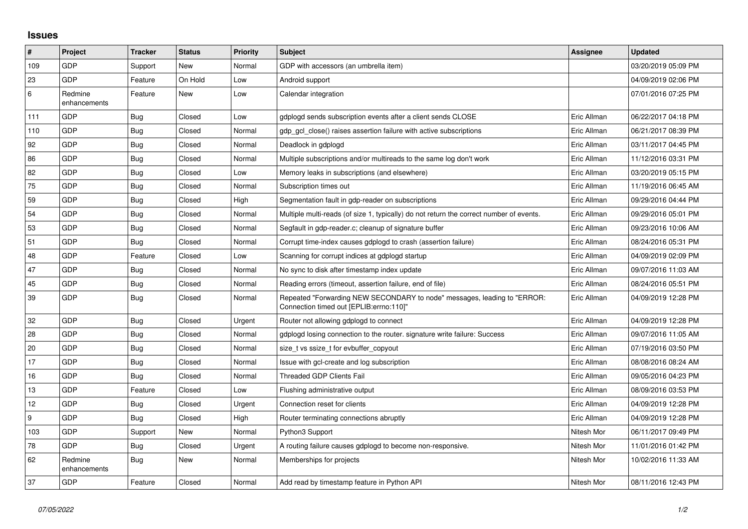## Issues

| # | Project | Tracker | Status | Priority | Subject | Assignee | Updated |
|---|---|---|---|---|---|---|---|
| 109 | GDP | Support | New | Normal | GDP with accessors (an umbrella item) | | 03/20/2019 05:09 PM |
| 23 | GDP | Feature | On Hold | Low | Android support | | 04/09/2019 02:06 PM |
| 6 | Redmine enhancements | Feature | New | Low | Calendar integration | | 07/01/2016 07:25 PM |
| 111 | GDP | Bug | Closed | Low | gdplogd sends subscription events after a client sends CLOSE | Eric Allman | 06/22/2017 04:18 PM |
| 110 | GDP | Bug | Closed | Normal | gdp_gcl_close() raises assertion failure with active subscriptions | Eric Allman | 06/21/2017 08:39 PM |
| 92 | GDP | Bug | Closed | Normal | Deadlock in gdplogd | Eric Allman | 03/11/2017 04:45 PM |
| 86 | GDP | Bug | Closed | Normal | Multiple subscriptions and/or multireads to the same log don't work | Eric Allman | 11/12/2016 03:31 PM |
| 82 | GDP | Bug | Closed | Low | Memory leaks in subscriptions (and elsewhere) | Eric Allman | 03/20/2019 05:15 PM |
| 75 | GDP | Bug | Closed | Normal | Subscription times out | Eric Allman | 11/19/2016 06:45 AM |
| 59 | GDP | Bug | Closed | High | Segmentation fault in gdp-reader on subscriptions | Eric Allman | 09/29/2016 04:44 PM |
| 54 | GDP | Bug | Closed | Normal | Multiple multi-reads (of size 1, typically) do not return the correct number of events. | Eric Allman | 09/29/2016 05:01 PM |
| 53 | GDP | Bug | Closed | Normal | Segfault in gdp-reader.c; cleanup of signature buffer | Eric Allman | 09/23/2016 10:06 AM |
| 51 | GDP | Bug | Closed | Normal | Corrupt time-index causes gdplogd to crash (assertion failure) | Eric Allman | 08/24/2016 05:31 PM |
| 48 | GDP | Feature | Closed | Low | Scanning for corrupt indices at gdplogd startup | Eric Allman | 04/09/2019 02:09 PM |
| 47 | GDP | Bug | Closed | Normal | No sync to disk after timestamp index update | Eric Allman | 09/07/2016 11:03 AM |
| 45 | GDP | Bug | Closed | Normal | Reading errors (timeout, assertion failure, end of file) | Eric Allman | 08/24/2016 05:51 PM |
| 39 | GDP | Bug | Closed | Normal | Repeated "Forwarding NEW SECONDARY to node" messages, leading to "ERROR: Connection timed out [EPLIB:errno:110]" | Eric Allman | 04/09/2019 12:28 PM |
| 32 | GDP | Bug | Closed | Urgent | Router not allowing gdplogd to connect | Eric Allman | 04/09/2019 12:28 PM |
| 28 | GDP | Bug | Closed | Normal | gdplogd losing connection to the router. signature write failure: Success | Eric Allman | 09/07/2016 11:05 AM |
| 20 | GDP | Bug | Closed | Normal | size_t vs ssize_t for evbuffer_copyout | Eric Allman | 07/19/2016 03:50 PM |
| 17 | GDP | Bug | Closed | Normal | Issue with gcl-create and log subscription | Eric Allman | 08/08/2016 08:24 AM |
| 16 | GDP | Bug | Closed | Normal | Threaded GDP Clients Fail | Eric Allman | 09/05/2016 04:23 PM |
| 13 | GDP | Feature | Closed | Low | Flushing administrative output | Eric Allman | 08/09/2016 03:53 PM |
| 12 | GDP | Bug | Closed | Urgent | Connection reset for clients | Eric Allman | 04/09/2019 12:28 PM |
| 9 | GDP | Bug | Closed | High | Router terminating connections abruptly | Eric Allman | 04/09/2019 12:28 PM |
| 103 | GDP | Support | New | Normal | Python3 Support | Nitesh Mor | 06/11/2017 09:49 PM |
| 78 | GDP | Bug | Closed | Urgent | A routing failure causes gdplogd to become non-responsive. | Nitesh Mor | 11/01/2016 01:42 PM |
| 62 | Redmine enhancements | Bug | New | Normal | Memberships for projects | Nitesh Mor | 10/02/2016 11:33 AM |
| 37 | GDP | Feature | Closed | Normal | Add read by timestamp feature in Python API | Nitesh Mor | 08/11/2016 12:43 PM |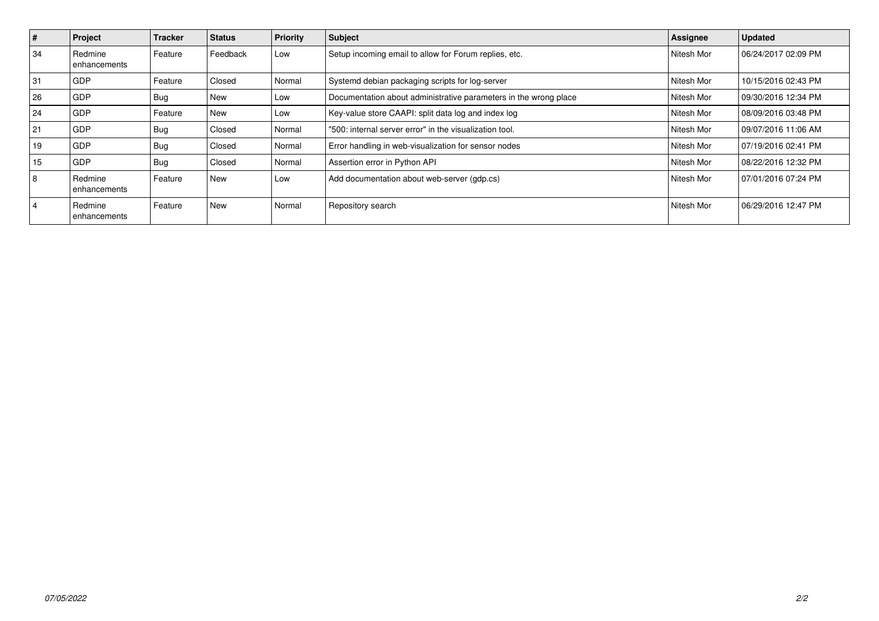| # | Project | Tracker | Status | Priority | Subject | Assignee | Updated |
|---|---|---|---|---|---|---|---|
| 34 | Redmine enhancements | Feature | Feedback | Low | Setup incoming email to allow for Forum replies, etc. | Nitesh Mor | 06/24/2017 02:09 PM |
| 31 | GDP | Feature | Closed | Normal | Systemd debian packaging scripts for log-server | Nitesh Mor | 10/15/2016 02:43 PM |
| 26 | GDP | Bug | New | Low | Documentation about administrative parameters in the wrong place | Nitesh Mor | 09/30/2016 12:34 PM |
| 24 | GDP | Feature | New | Low | Key-value store CAAPI: split data log and index log | Nitesh Mor | 08/09/2016 03:48 PM |
| 21 | GDP | Bug | Closed | Normal | "500: internal server error" in the visualization tool. | Nitesh Mor | 09/07/2016 11:06 AM |
| 19 | GDP | Bug | Closed | Normal | Error handling in web-visualization for sensor nodes | Nitesh Mor | 07/19/2016 02:41 PM |
| 15 | GDP | Bug | Closed | Normal | Assertion error in Python API | Nitesh Mor | 08/22/2016 12:32 PM |
| 8 | Redmine enhancements | Feature | New | Low | Add documentation about web-server (gdp.cs) | Nitesh Mor | 07/01/2016 07:24 PM |
| 4 | Redmine enhancements | Feature | New | Normal | Repository search | Nitesh Mor | 06/29/2016 12:47 PM |